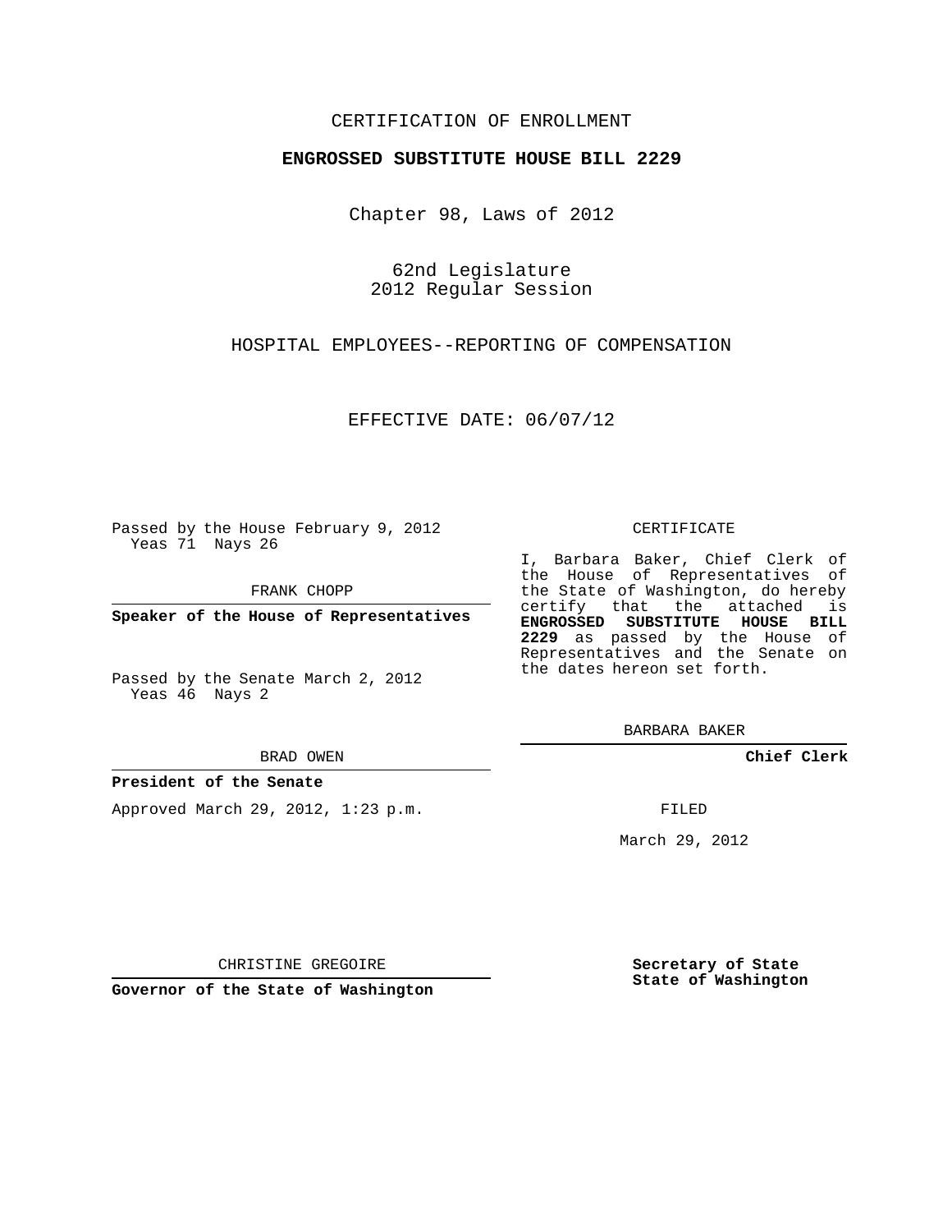CERTIFICATION OF ENROLLMENT

**ENGROSSED SUBSTITUTE HOUSE BILL 2229**

Chapter 98, Laws of 2012

62nd Legislature
2012 Regular Session

HOSPITAL EMPLOYEES--REPORTING OF COMPENSATION

EFFECTIVE DATE: 06/07/12

Passed by the House February 9, 2012
Yeas 71 Nays 26

FRANK CHOPP

**Speaker of the House of Representatives**

Passed by the Senate March 2, 2012
Yeas 46 Nays 2

BRAD OWEN

**President of the Senate**

Approved March 29, 2012, 1:23 p.m.

CHRISTINE GREGOIRE

**Governor of the State of Washington**

CERTIFICATE

I, Barbara Baker, Chief Clerk of the House of Representatives of the State of Washington, do hereby certify that the attached is **ENGROSSED SUBSTITUTE HOUSE BILL 2229** as passed by the House of Representatives and the Senate on the dates hereon set forth.

BARBARA BAKER

**Chief Clerk**

FILED

March 29, 2012

**Secretary of State**
**State of Washington**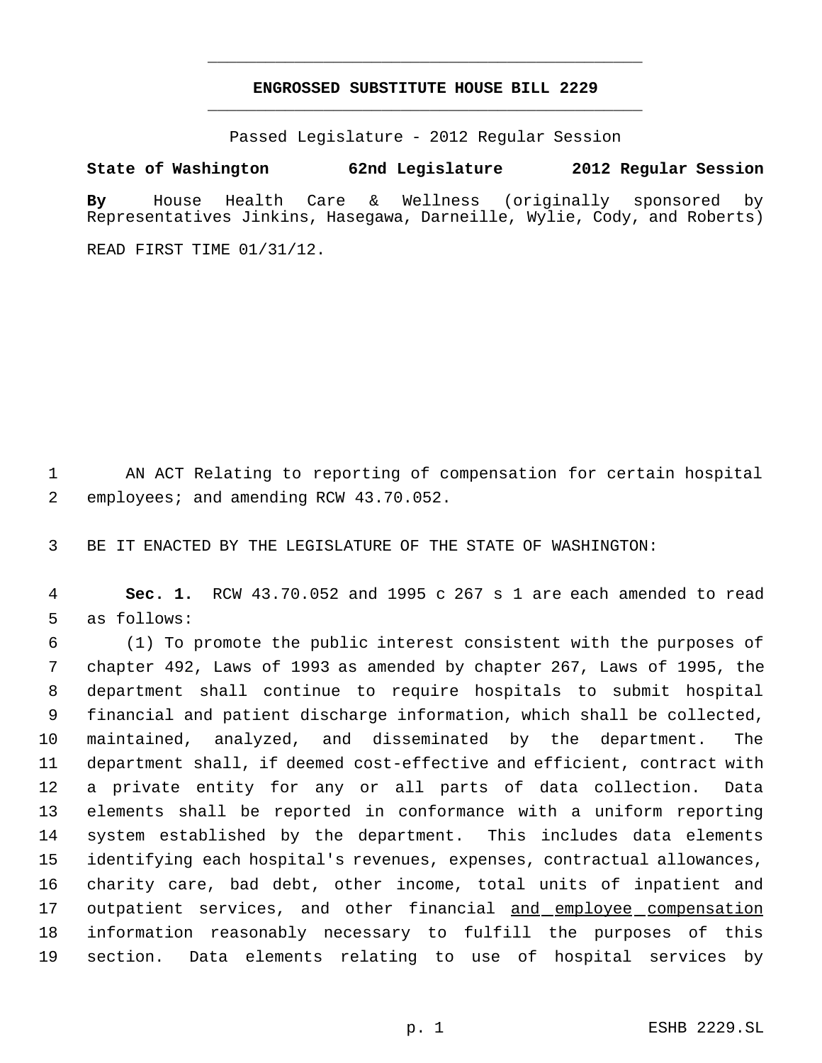**ENGROSSED SUBSTITUTE HOUSE BILL 2229**

Passed Legislature - 2012 Regular Session

**State of Washington 62nd Legislature 2012 Regular Session**

**By** House Health Care & Wellness (originally sponsored by Representatives Jinkins, Hasegawa, Darneille, Wylie, Cody, and Roberts)

READ FIRST TIME 01/31/12.

AN ACT Relating to reporting of compensation for certain hospital employees; and amending RCW 43.70.052.

BE IT ENACTED BY THE LEGISLATURE OF THE STATE OF WASHINGTON:

**Sec. 1.** RCW 43.70.052 and 1995 c 267 s 1 are each amended to read as follows:

(1) To promote the public interest consistent with the purposes of chapter 492, Laws of 1993 as amended by chapter 267, Laws of 1995, the department shall continue to require hospitals to submit hospital financial and patient discharge information, which shall be collected, maintained, analyzed, and disseminated by the department. The department shall, if deemed cost-effective and efficient, contract with a private entity for any or all parts of data collection. Data elements shall be reported in conformance with a uniform reporting system established by the department. This includes data elements identifying each hospital's revenues, expenses, contractual allowances, charity care, bad debt, other income, total units of inpatient and outpatient services, and other financial <u>and employee compensation</u> information reasonably necessary to fulfill the purposes of this section. Data elements relating to use of hospital services by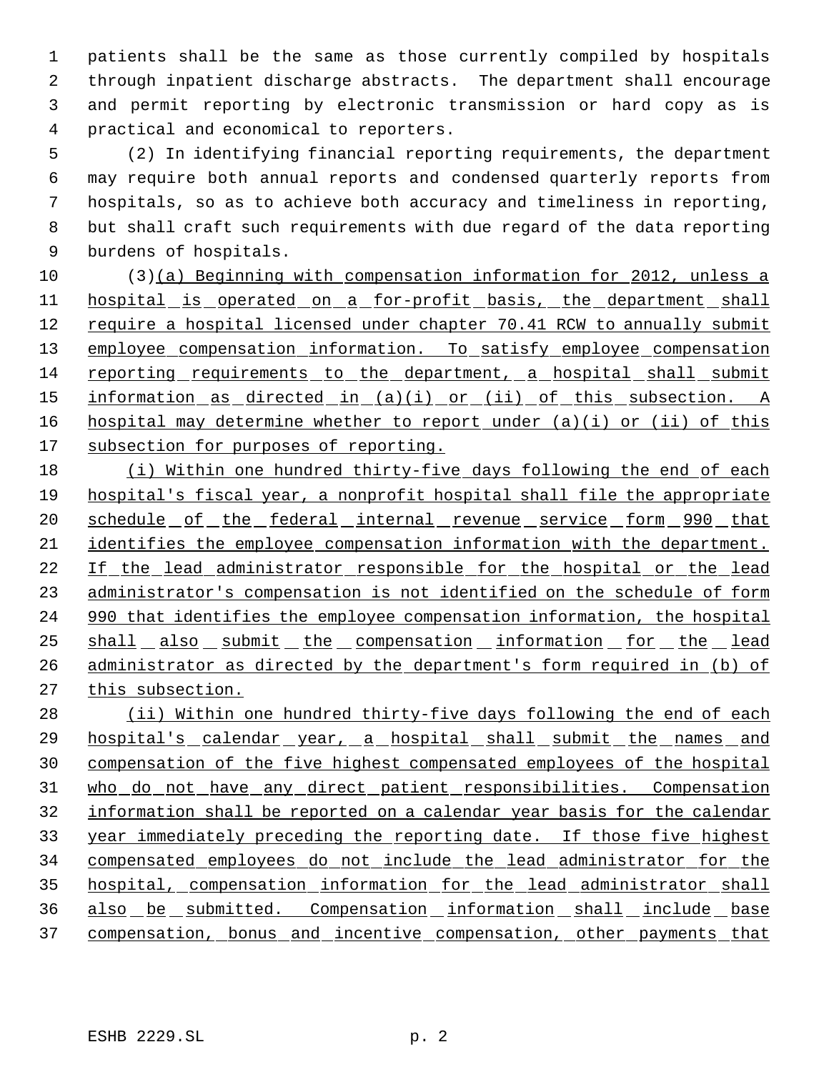patients shall be the same as those currently compiled by hospitals through inpatient discharge abstracts. The department shall encourage and permit reporting by electronic transmission or hard copy as is practical and economical to reporters.

(2) In identifying financial reporting requirements, the department may require both annual reports and condensed quarterly reports from hospitals, so as to achieve both accuracy and timeliness in reporting, but shall craft such requirements with due regard of the data reporting burdens of hospitals.

(3)(a) Beginning with compensation information for 2012, unless a hospital is operated on a for-profit basis, the department shall require a hospital licensed under chapter 70.41 RCW to annually submit employee compensation information. To satisfy employee compensation reporting requirements to the department, a hospital shall submit information as directed in (a)(i) or (ii) of this subsection. A hospital may determine whether to report under (a)(i) or (ii) of this subsection for purposes of reporting.

(i) Within one hundred thirty-five days following the end of each hospital's fiscal year, a nonprofit hospital shall file the appropriate schedule of the federal internal revenue service form 990 that identifies the employee compensation information with the department. If the lead administrator responsible for the hospital or the lead administrator's compensation is not identified on the schedule of form 990 that identifies the employee compensation information, the hospital shall also submit the compensation information for the lead administrator as directed by the department's form required in (b) of this subsection.

(ii) Within one hundred thirty-five days following the end of each hospital's calendar year, a hospital shall submit the names and compensation of the five highest compensated employees of the hospital who do not have any direct patient responsibilities. Compensation information shall be reported on a calendar year basis for the calendar year immediately preceding the reporting date. If those five highest compensated employees do not include the lead administrator for the hospital, compensation information for the lead administrator shall also be submitted. Compensation information shall include base compensation, bonus and incentive compensation, other payments that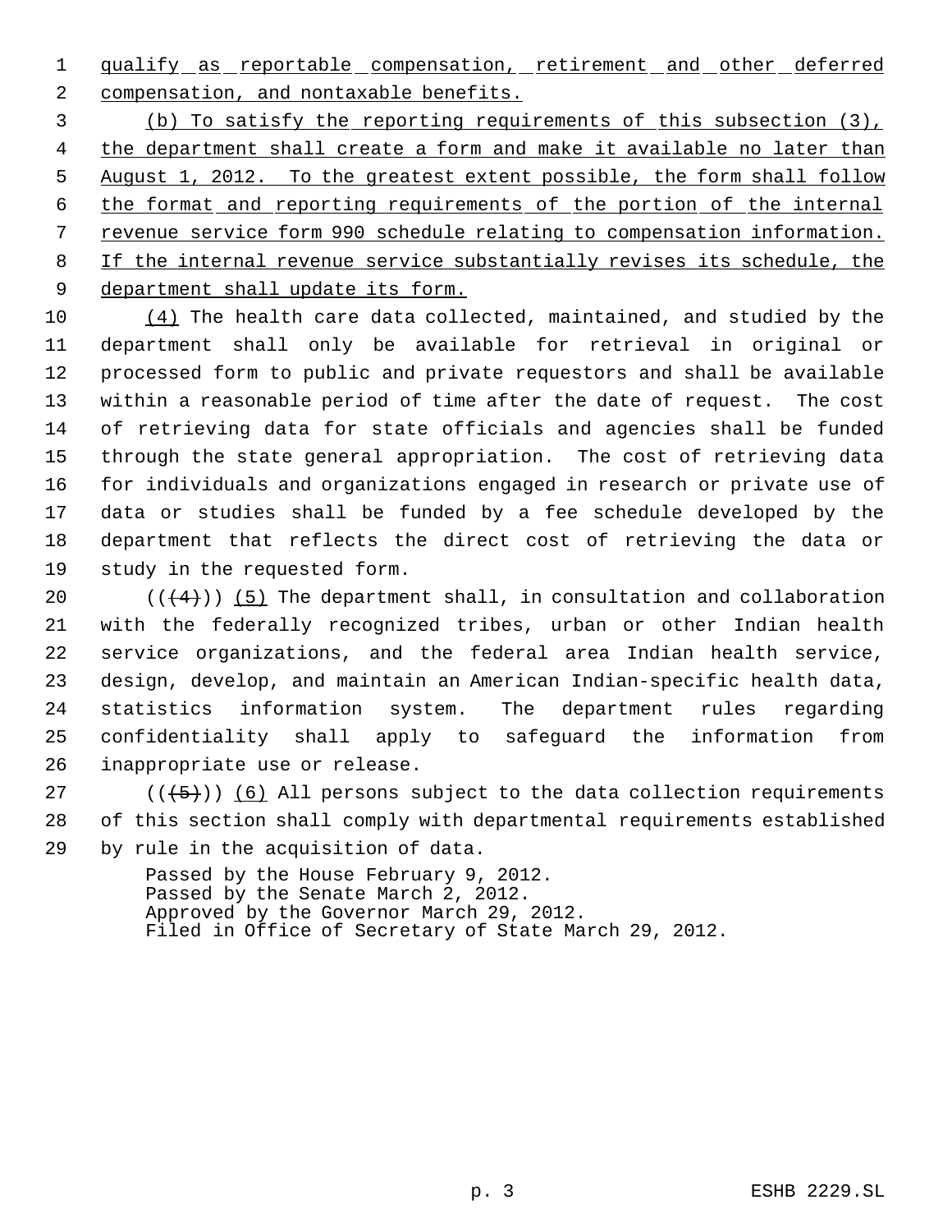qualify as reportable compensation, retirement and other deferred compensation, and nontaxable benefits.

(b) To satisfy the reporting requirements of this subsection (3), the department shall create a form and make it available no later than August 1, 2012. To the greatest extent possible, the form shall follow the format and reporting requirements of the portion of the internal revenue service form 990 schedule relating to compensation information. If the internal revenue service substantially revises its schedule, the department shall update its form.

(4) The health care data collected, maintained, and studied by the department shall only be available for retrieval in original or processed form to public and private requestors and shall be available within a reasonable period of time after the date of request. The cost of retrieving data for state officials and agencies shall be funded through the state general appropriation. The cost of retrieving data for individuals and organizations engaged in research or private use of data or studies shall be funded by a fee schedule developed by the department that reflects the direct cost of retrieving the data or study in the requested form.

((~~(4)~~)) (5) The department shall, in consultation and collaboration with the federally recognized tribes, urban or other Indian health service organizations, and the federal area Indian health service, design, develop, and maintain an American Indian-specific health data, statistics information system. The department rules regarding confidentiality shall apply to safeguard the information from inappropriate use or release.

((~~(5)~~)) (6) All persons subject to the data collection requirements of this section shall comply with departmental requirements established by rule in the acquisition of data.

Passed by the House February 9, 2012.
Passed by the Senate March 2, 2012.
Approved by the Governor March 29, 2012.
Filed in Office of Secretary of State March 29, 2012.